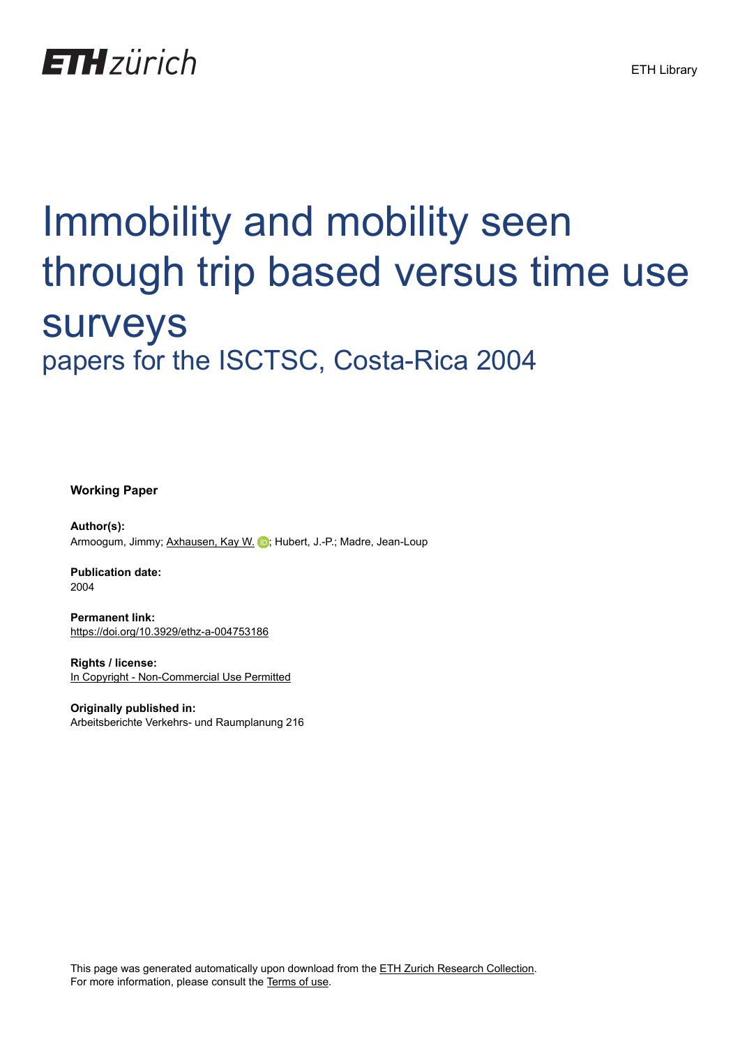ETH zürich

ETH Library

# Immobility and mobility seen through trip based versus time use surveys

## papers for the ISCTSC, Costa-Rica 2004

**Working Paper**

**Author(s):**
Armoogum, Jimmy; Axhausen, Kay W.; Hubert, J.-P.; Madre, Jean-Loup

**Publication date:**
2004

**Permanent link:**
https://doi.org/10.3929/ethz-a-004753186

**Rights / license:**
In Copyright - Non-Commercial Use Permitted

**Originally published in:**
Arbeitsberichte Verkehrs- und Raumplanung 216

This page was generated automatically upon download from the ETH Zurich Research Collection.
For more information, please consult the Terms of use.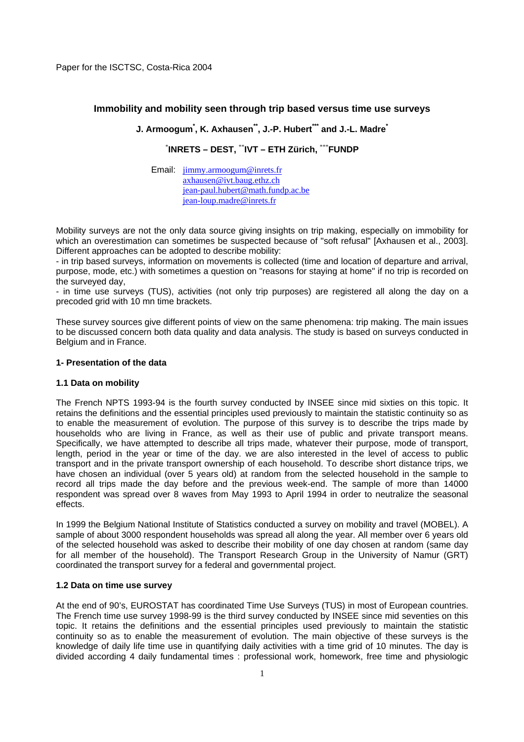Paper for the ISCTSC, Costa-Rica 2004

## Immobility and mobility seen through trip based versus time use surveys

**J. Armoogum[*], K. Axhausen[**], J.-P. Hubert[***] and J.-L. Madre[*]**

**[*]INRETS – DEST, [**]IVT – ETH Zürich, [***]FUNDP**

Email: jimmy.armoogum@inrets.fr
axhausen@ivt.baug.ethz.ch
jean-paul.hubert@math.fundp.ac.be
jean-loup.madre@inrets.fr

Mobility surveys are not the only data source giving insights on trip making, especially on immobility for which an overestimation can sometimes be suspected because of "soft refusal" [Axhausen et al., 2003]. Different approaches can be adopted to describe mobility:

- in trip based surveys, information on movements is collected (time and location of departure and arrival, purpose, mode, etc.) with sometimes a question on "reasons for staying at home" if no trip is recorded on the surveyed day,
- in time use surveys (TUS), activities (not only trip purposes) are registered all along the day on a precoded grid with 10 mn time brackets.

These survey sources give different points of view on the same phenomena: trip making. The main issues to be discussed concern both data quality and data analysis. The study is based on surveys conducted in Belgium and in France.

### 1- Presentation of the data

#### 1.1 Data on mobility

The French NPTS 1993-94 is the fourth survey conducted by INSEE since mid sixties on this topic. It retains the definitions and the essential principles used previously to maintain the statistic continuity so as to enable the measurement of evolution. The purpose of this survey is to describe the trips made by households who are living in France, as well as their use of public and private transport means. Specifically, we have attempted to describe all trips made, whatever their purpose, mode of transport, length, period in the year or time of the day. we are also interested in the level of access to public transport and in the private transport ownership of each household. To describe short distance trips, we have chosen an individual (over 5 years old) at random from the selected household in the sample to record all trips made the day before and the previous week-end. The sample of more than 14000 respondent was spread over 8 waves from May 1993 to April 1994 in order to neutralize the seasonal effects.

In 1999 the Belgium National Institute of Statistics conducted a survey on mobility and travel (MOBEL). A sample of about 3000 respondent households was spread all along the year. All member over 6 years old of the selected household was asked to describe their mobility of one day chosen at random (same day for all member of the household). The Transport Research Group in the University of Namur (GRT) coordinated the transport survey for a federal and governmental project.

#### 1.2 Data on time use survey

At the end of 90's, EUROSTAT has coordinated Time Use Surveys (TUS) in most of European countries. The French time use survey 1998-99 is the third survey conducted by INSEE since mid seventies on this topic. It retains the definitions and the essential principles used previously to maintain the statistic continuity so as to enable the measurement of evolution. The main objective of these surveys is the knowledge of daily life time use in quantifying daily activities with a time grid of 10 minutes. The day is divided according 4 daily fundamental times : professional work, homework, free time and physiologic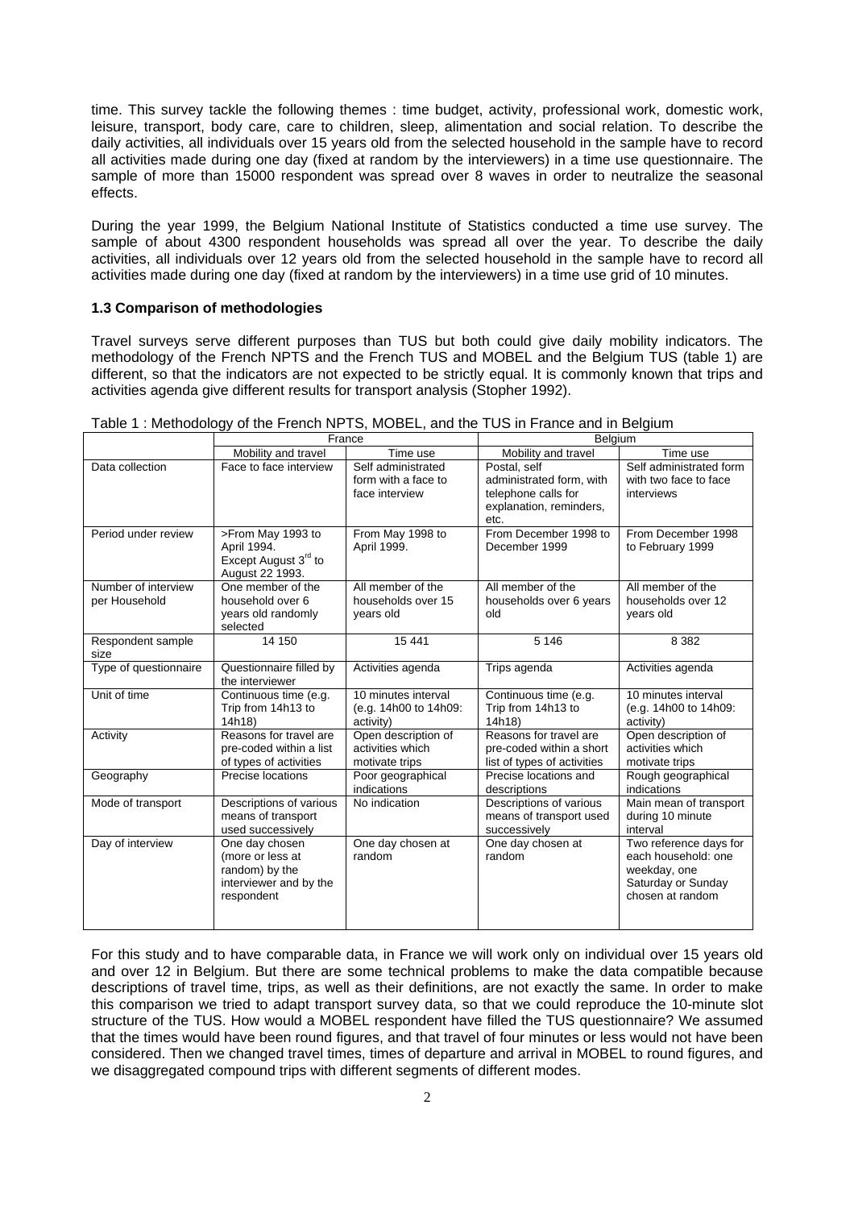time. This survey tackle the following themes : time budget, activity, professional work, domestic work, leisure, transport, body care, care to children, sleep, alimentation and social relation. To describe the daily activities, all individuals over 15 years old from the selected household in the sample have to record all activities made during one day (fixed at random by the interviewers) in a time use questionnaire. The sample of more than 15000 respondent was spread over 8 waves in order to neutralize the seasonal effects.

During the year 1999, the Belgium National Institute of Statistics conducted a time use survey. The sample of about 4300 respondent households was spread all over the year. To describe the daily activities, all individuals over 12 years old from the selected household in the sample have to record all activities made during one day (fixed at random by the interviewers) in a time use grid of 10 minutes.

### 1.3 Comparison of methodologies

Travel surveys serve different purposes than TUS but both could give daily mobility indicators. The methodology of the French NPTS and the French TUS and MOBEL and the Belgium TUS (table 1) are different, so that the indicators are not expected to be strictly equal. It is commonly known that trips and activities agenda give different results for transport analysis (Stopher 1992).

Table 1 : Methodology of the French NPTS, MOBEL, and the TUS in France and in Belgium

| | France | | Belgium | |
|---|---|---|---|---|
| | Mobility and travel | Time use | Mobility and travel | Time use |
| Data collection | Face to face interview | Self administrated form with a face to face interview | Postal, self administrated form, with telephone calls for explanation, reminders, etc. | Self administrated form with two face to face interviews |
| Period under review | >From May 1993 to April 1994. Except August 3rd to August 22 1993. | From May 1998 to April 1999. | From December 1998 to December 1999 | From December 1998 to February 1999 |
| Number of interview per Household | One member of the household over 6 years old randomly selected | All member of the households over 15 years old | All member of the households over 6 years old | All member of the households over 12 years old |
| Respondent sample size | 14 150 | 15 441 | 5 146 | 8 382 |
| Type of questionnaire | Questionnaire filled by the interviewer | Activities agenda | Trips agenda | Activities agenda |
| Unit of time | Continuous time (e.g. Trip from 14h13 to 14h18) | 10 minutes interval (e.g. 14h00 to 14h09: activity) | Continuous time (e.g. Trip from 14h13 to 14h18) | 10 minutes interval (e.g. 14h00 to 14h09: activity) |
| Activity | Reasons for travel are pre-coded within a list of types of activities | Open description of activities which motivate trips | Reasons for travel are pre-coded within a short list of types of activities | Open description of activities which motivate trips |
| Geography | Precise locations | Poor geographical indications | Precise locations and descriptions | Rough geographical indications |
| Mode of transport | Descriptions of various means of transport used successively | No indication | Descriptions of various means of transport used successively | Main mean of transport during 10 minute interval |
| Day of interview | One day chosen (more or less at random) by the interviewer and by the respondent | One day chosen at random | One day chosen at random | Two reference days for each household: one weekday, one Saturday or Sunday chosen at random |

For this study and to have comparable data, in France we will work only on individual over 15 years old and over 12 in Belgium. But there are some technical problems to make the data compatible because descriptions of travel time, trips, as well as their definitions, are not exactly the same. In order to make this comparison we tried to adapt transport survey data, so that we could reproduce the 10-minute slot structure of the TUS. How would a MOBEL respondent have filled the TUS questionnaire? We assumed that the times would have been round figures, and that travel of four minutes or less would not have been considered. Then we changed travel times, times of departure and arrival in MOBEL to round figures, and we disaggregated compound trips with different segments of different modes.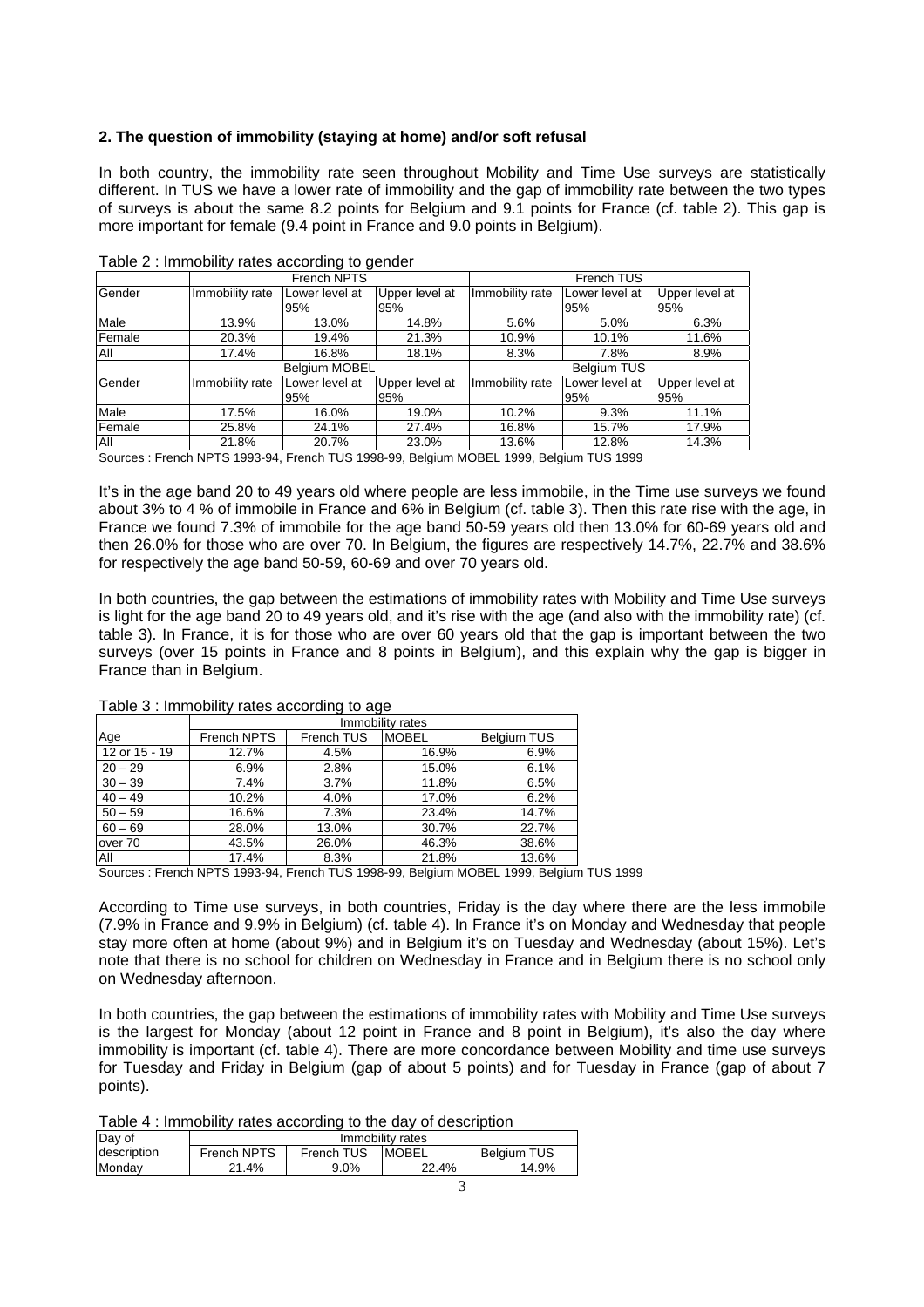**2. The question of immobility (staying at home) and/or soft refusal**

In both country, the immobility rate seen throughout Mobility and Time Use surveys are statistically different. In TUS we have a lower rate of immobility and the gap of immobility rate between the two types of surveys is about the same 8.2 points for Belgium and 9.1 points for France (cf. table 2). This gap is more important for female (9.4 point in France and 9.0 points in Belgium).

Table 2 : Immobility rates according to gender

| | French NPTS | | | French TUS | | |
|---|---|---|---|---|---|---|
| Gender | Immobility rate | Lower level at 95% | Upper level at 95% | Immobility rate | Lower level at 95% | Upper level at 95% |
| Male | 13.9% | 13.0% | 14.8% | 5.6% | 5.0% | 6.3% |
| Female | 20.3% | 19.4% | 21.3% | 10.9% | 10.1% | 11.6% |
| All | 17.4% | 16.8% | 18.1% | 8.3% | 7.8% | 8.9% |
| | Belgium MOBEL | | | Belgium TUS | | |
| Gender | Immobility rate | Lower level at 95% | Upper level at 95% | Immobility rate | Lower level at 95% | Upper level at 95% |
| Male | 17.5% | 16.0% | 19.0% | 10.2% | 9.3% | 11.1% |
| Female | 25.8% | 24.1% | 27.4% | 16.8% | 15.7% | 17.9% |
| All | 21.8% | 20.7% | 23.0% | 13.6% | 12.8% | 14.3% |

Sources : French NPTS 1993-94, French TUS 1998-99, Belgium MOBEL 1999, Belgium TUS 1999

It's in the age band 20 to 49 years old where people are less immobile, in the Time use surveys we found about 3% to 4 % of immobile in France and 6% in Belgium (cf. table 3). Then this rate rise with the age, in France we found 7.3% of immobile for the age band 50-59 years old then 13.0% for 60-69 years old and then 26.0% for those who are over 70. In Belgium, the figures are respectively 14.7%, 22.7% and 38.6% for respectively the age band 50-59, 60-69 and over 70 years old.

In both countries, the gap between the estimations of immobility rates with Mobility and Time Use surveys is light for the age band 20 to 49 years old, and it's rise with the age (and also with the immobility rate) (cf. table 3). In France, it is for those who are over 60 years old that the gap is important between the two surveys (over 15 points in France and 8 points in Belgium), and this explain why the gap is bigger in France than in Belgium.

Table 3 : Immobility rates according to age

| | Immobility rates | | | |
|---|---|---|---|---|
| Age | French NPTS | French TUS | MOBEL | Belgium TUS |
| 12 or 15 - 19 | 12.7% | 4.5% | 16.9% | 6.9% |
| 20 – 29 | 6.9% | 2.8% | 15.0% | 6.1% |
| 30 – 39 | 7.4% | 3.7% | 11.8% | 6.5% |
| 40 – 49 | 10.2% | 4.0% | 17.0% | 6.2% |
| 50 – 59 | 16.6% | 7.3% | 23.4% | 14.7% |
| 60 – 69 | 28.0% | 13.0% | 30.7% | 22.7% |
| over 70 | 43.5% | 26.0% | 46.3% | 38.6% |
| All | 17.4% | 8.3% | 21.8% | 13.6% |

Sources : French NPTS 1993-94, French TUS 1998-99, Belgium MOBEL 1999, Belgium TUS 1999

According to Time use surveys, in both countries, Friday is the day where there are the less immobile (7.9% in France and 9.9% in Belgium) (cf. table 4). In France it's on Monday and Wednesday that people stay more often at home (about 9%) and in Belgium it's on Tuesday and Wednesday (about 15%). Let's note that there is no school for children on Wednesday in France and in Belgium there is no school only on Wednesday afternoon.

In both countries, the gap between the estimations of immobility rates with Mobility and Time Use surveys is the largest for Monday (about 12 point in France and 8 point in Belgium), it's also the day where immobility is important (cf. table 4). There are more concordance between Mobility and time use surveys for Tuesday and Friday in Belgium (gap of about 5 points) and for Tuesday in France (gap of about 7 points).

Table 4 : Immobility rates according to the day of description

| Day of | Immobility rates | | | |
|---|---|---|---|---|
| description | French NPTS | French TUS | MOBEL | Belgium TUS |
| Monday | 21.4% | 9.0% | 22.4% | 14.9% |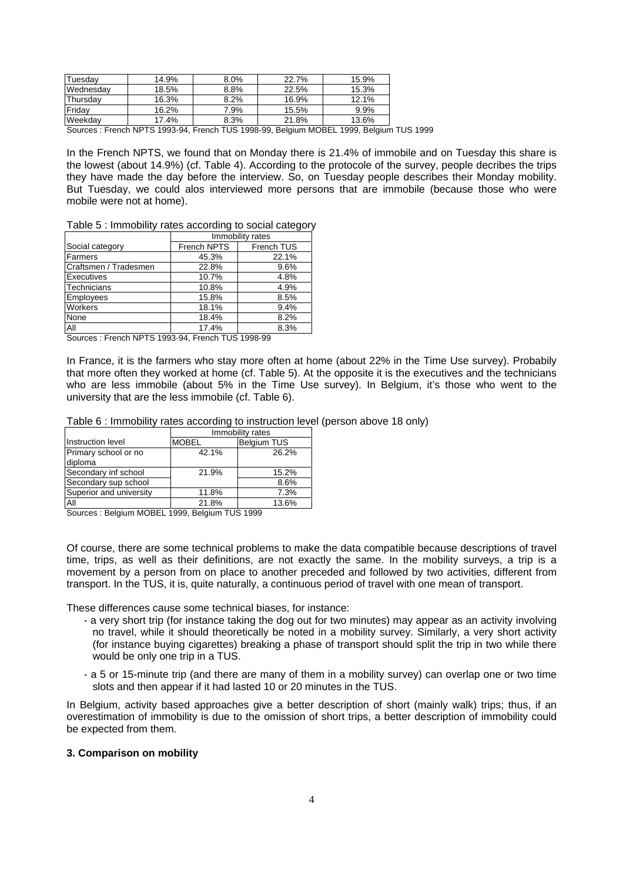| Tuesday | 14.9% | 8.0% | 22.7% | 15.9% |
|---|---|---|---|---|
| Wednesday | 18.5% | 8.8% | 22.5% | 15.3% |
| Thursday | 16.3% | 8.2% | 16.9% | 12.1% |
| Friday | 16.2% | 7.9% | 15.5% | 9.9% |
| Weekday | 17.4% | 8.3% | 21.8% | 13.6% |

Sources : French NPTS 1993-94, French TUS 1998-99, Belgium MOBEL 1999, Belgium TUS 1999

In the French NPTS, we found that on Monday there is 21.4% of immobile and on Tuesday this share is the lowest (about 14.9%) (cf. Table 4). According to the protocole of the survey, people decribes the trips they have made the day before the interview. So, on Tuesday people describes their Monday mobility. But Tuesday, we could alos interviewed more persons that are immobile (because those who were mobile were not at home).

Table 5 : Immobility rates according to social category

| | Immobility rates | |
|---|---|---|
| Social category | French NPTS | French TUS |
| Farmers | 45.3% | 22.1% |
| Craftsmen / Tradesmen | 22.8% | 9.6% |
| Executives | 10.7% | 4.8% |
| Technicians | 10.8% | 4.9% |
| Employees | 15.8% | 8.5% |
| Workers | 18.1% | 9.4% |
| None | 18.4% | 8.2% |
| All | 17.4% | 8.3% |

Sources : French NPTS 1993-94, French TUS 1998-99

In France, it is the farmers who stay more often at home (about 22% in the Time Use survey). Probabily that more often they worked at home (cf. Table 5). At the opposite it is the executives and the technicians who are less immobile (about 5% in the Time Use survey). In Belgium, it's those who went to the university that are the less immobile (cf. Table 6).

Table 6 : Immobility rates according to instruction level (person above 18 only)

| | Immobility rates | |
|---|---|---|
| Instruction level | MOBEL | Belgium TUS |
| Primary school or no diploma | 42.1% | 26.2% |
| Secondary inf school | 21.9% | 15.2% |
| Secondary sup school | | 8.6% |
| Superior and university | 11.8% | 7.3% |
| All | 21.8% | 13.6% |

Sources : Belgium MOBEL 1999, Belgium TUS 1999

Of course, there are some technical problems to make the data compatible because descriptions of travel time, trips, as well as their definitions, are not exactly the same. In the mobility surveys, a trip is a movement by a person from on place to another preceded and followed by two activities, different from transport. In the TUS, it is, quite naturally, a continuous period of travel with one mean of transport.

These differences cause some technical biases, for instance:

- a very short trip (for instance taking the dog out for two minutes) may appear as an activity involving no travel, while it should theoretically be noted in a mobility survey. Similarly, a very short activity (for instance buying cigarettes) breaking a phase of transport should split the trip in two while there would be only one trip in a TUS.
- a 5 or 15-minute trip (and there are many of them in a mobility survey) can overlap one or two time slots and then appear if it had lasted 10 or 20 minutes in the TUS.

In Belgium, activity based approaches give a better description of short (mainly walk) trips; thus, if an overestimation of immobility is due to the omission of short trips, a better description of immobility could be expected from them.

**3. Comparison on mobility**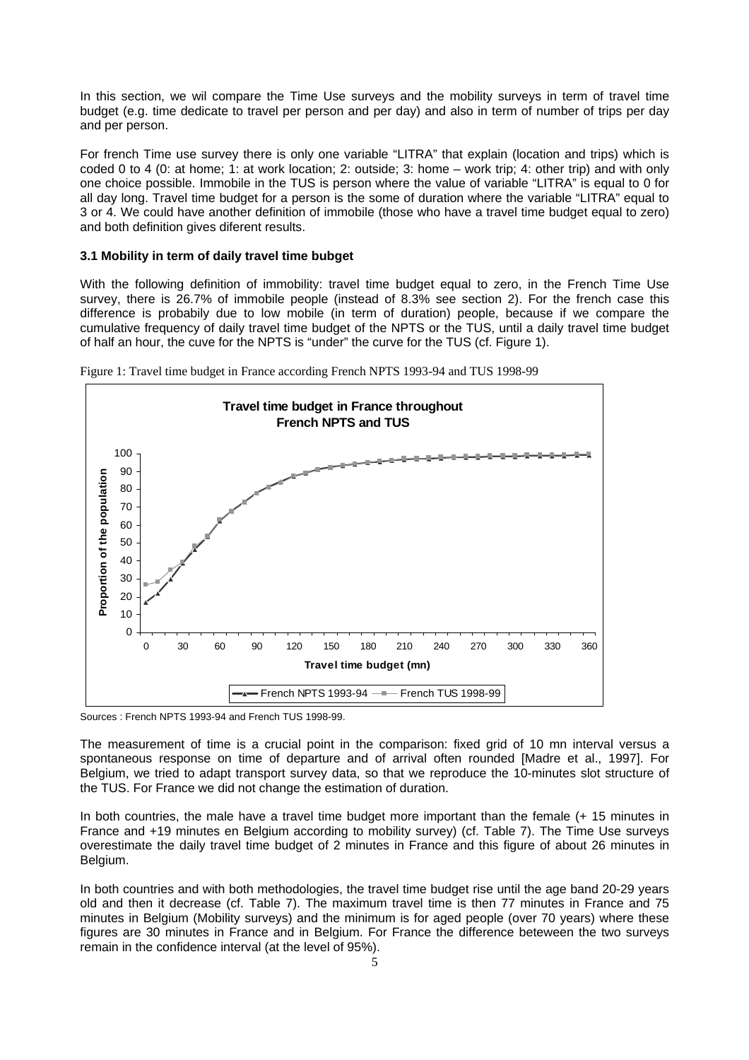In this section, we wil compare the Time Use surveys and the mobility surveys in term of travel time budget (e.g. time dedicate to travel per person and per day) and also in term of number of trips per day and per person.

For french Time use survey there is only one variable "LITRA" that explain (location and trips) which is coded 0 to 4 (0: at home; 1: at work location; 2: outside; 3: home – work trip; 4: other trip) and with only one choice possible. Immobile in the TUS is person where the value of variable "LITRA" is equal to 0 for all day long. Travel time budget for a person is the some of duration where the variable "LITRA" equal to 3 or 4. We could have another definition of immobile (those who have a travel time budget equal to zero) and both definition gives diferent results.

### 3.1 Mobility in term of daily travel time bubget

With the following definition of immobility: travel time budget equal to zero, in the French Time Use survey, there is 26.7% of immobile people (instead of 8.3% see section 2). For the french case this difference is probably due to low mobile (in term of duration) people, because if we compare the cumulative frequency of daily travel time budget of the NPTS or the TUS, until a daily travel time budget of half an hour, the cuve for the NPTS is "under" the curve for the TUS (cf. Figure 1).

Figure 1: Travel time budget in France according French NPTS 1993-94 and TUS 1998-99

Sources : French NPTS 1993-94 and French TUS 1998-99.

The measurement of time is a crucial point in the comparison: fixed grid of 10 mn interval versus a spontaneous response on time of departure and of arrival often rounded [Madre et al., 1997]. For Belgium, we tried to adapt transport survey data, so that we reproduce the 10-minutes slot structure of the TUS. For France we did not change the estimation of duration.

In both countries, the male have a travel time budget more important than the female (+ 15 minutes in France and +19 minutes en Belgium according to mobility survey) (cf. Table 7). The Time Use surveys overestimate the daily travel time budget of 2 minutes in France and this figure of about 26 minutes in Belgium.

In both countries and with both methodologies, the travel time budget rise until the age band 20-29 years old and then it decrease (cf. Table 7). The maximum travel time is then 77 minutes in France and 75 minutes in Belgium (Mobility surveys) and the minimum is for aged people (over 70 years) where these figures are 30 minutes in France and in Belgium. For France the difference beteween the two surveys remain in the confidence interval (at the level of 95%).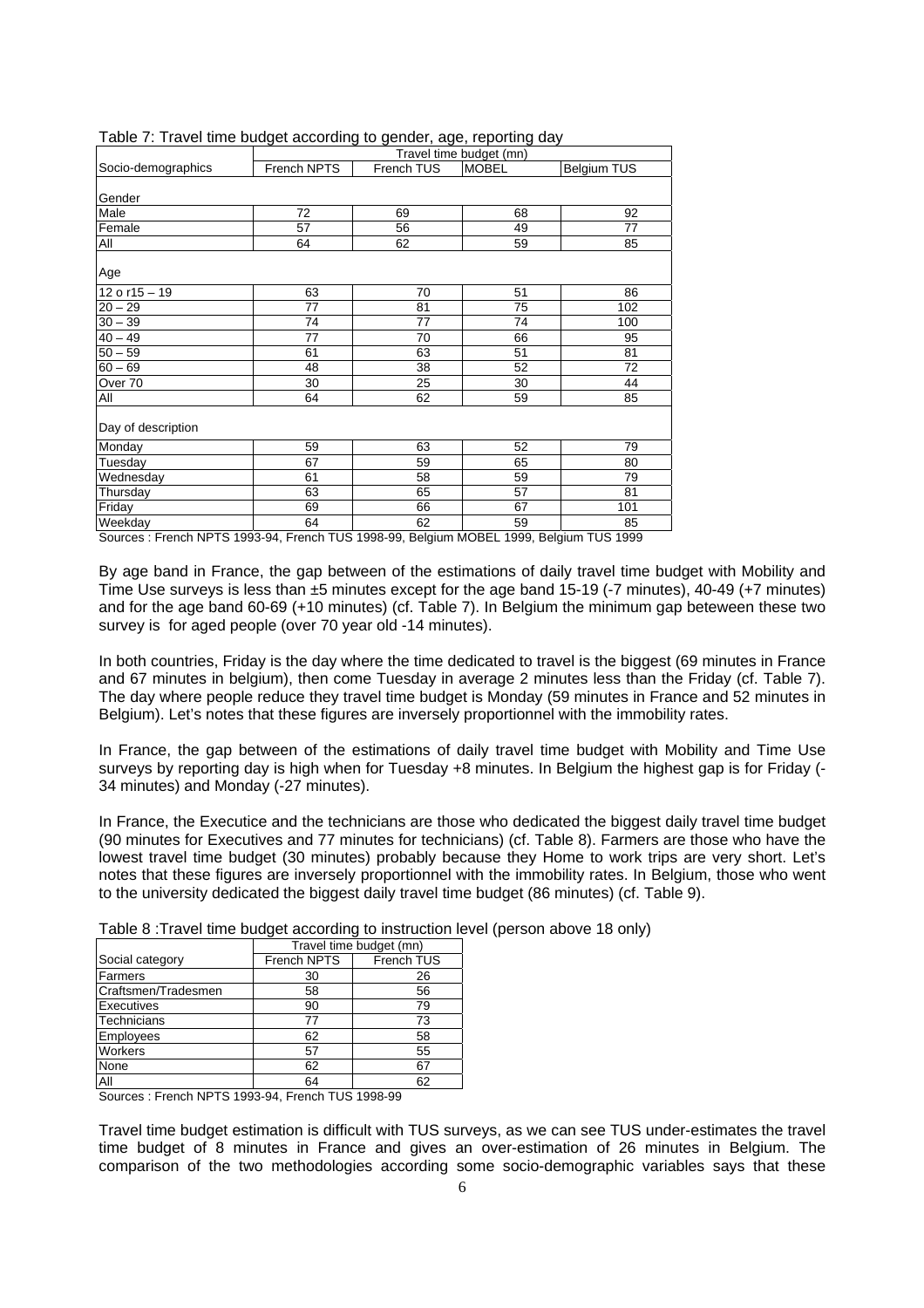Table 7: Travel time budget according to gender, age, reporting day

| Socio-demographics | Travel time budget (mn) | | | |
|---|---|---|---|---|
| | French NPTS | French TUS | MOBEL | Belgium TUS |
| Gender | | | | |
| Male | 72 | 69 | 68 | 92 |
| Female | 57 | 56 | 49 | 77 |
| All | 64 | 62 | 59 | 85 |
| Age | | | | |
| 12 o r15 – 19 | 63 | 70 | 51 | 86 |
| 20 – 29 | 77 | 81 | 75 | 102 |
| 30 – 39 | 74 | 77 | 74 | 100 |
| 40 – 49 | 77 | 70 | 66 | 95 |
| 50 – 59 | 61 | 63 | 51 | 81 |
| 60 – 69 | 48 | 38 | 52 | 72 |
| Over 70 | 30 | 25 | 30 | 44 |
| All | 64 | 62 | 59 | 85 |
| Day of description | | | | |
| Monday | 59 | 63 | 52 | 79 |
| Tuesday | 67 | 59 | 65 | 80 |
| Wednesday | 61 | 58 | 59 | 79 |
| Thursday | 63 | 65 | 57 | 81 |
| Friday | 69 | 66 | 67 | 101 |
| Weekday | 64 | 62 | 59 | 85 |

Sources : French NPTS 1993-94, French TUS 1998-99, Belgium MOBEL 1999, Belgium TUS 1999

By age band in France, the gap between of the estimations of daily travel time budget with Mobility and Time Use surveys is less than ±5 minutes except for the age band 15-19 (-7 minutes), 40-49 (+7 minutes) and for the age band 60-69 (+10 minutes) (cf. Table 7). In Belgium the minimum gap beteween these two survey is for aged people (over 70 year old -14 minutes).

In both countries, Friday is the day where the time dedicated to travel is the biggest (69 minutes in France and 67 minutes in belgium), then come Tuesday in average 2 minutes less than the Friday (cf. Table 7). The day where people reduce they travel time budget is Monday (59 minutes in France and 52 minutes in Belgium). Let's notes that these figures are inversely proportionnel with the immobility rates.

In France, the gap between of the estimations of daily travel time budget with Mobility and Time Use surveys by reporting day is high when for Tuesday +8 minutes. In Belgium the highest gap is for Friday (-34 minutes) and Monday (-27 minutes).

In France, the Executice and the technicians are those who dedicated the biggest daily travel time budget (90 minutes for Executives and 77 minutes for technicians) (cf. Table 8). Farmers are those who have the lowest travel time budget (30 minutes) probably because they Home to work trips are very short. Let's notes that these figures are inversely proportionnel with the immobility rates. In Belgium, those who went to the university dedicated the biggest daily travel time budget (86 minutes) (cf. Table 9).

Table 8 :Travel time budget according to instruction level (person above 18 only)

| Social category | Travel time budget (mn) | |
|---|---|---|
| | French NPTS | French TUS |
| Farmers | 30 | 26 |
| Craftsmen/Tradesmen | 58 | 56 |
| Executives | 90 | 79 |
| Technicians | 77 | 73 |
| Employees | 62 | 58 |
| Workers | 57 | 55 |
| None | 62 | 67 |
| All | 64 | 62 |

Sources : French NPTS 1993-94, French TUS 1998-99

Travel time budget estimation is difficult with TUS surveys, as we can see TUS under-estimates the travel time budget of 8 minutes in France and gives an over-estimation of 26 minutes in Belgium. The comparison of the two methodologies according some socio-demographic variables says that these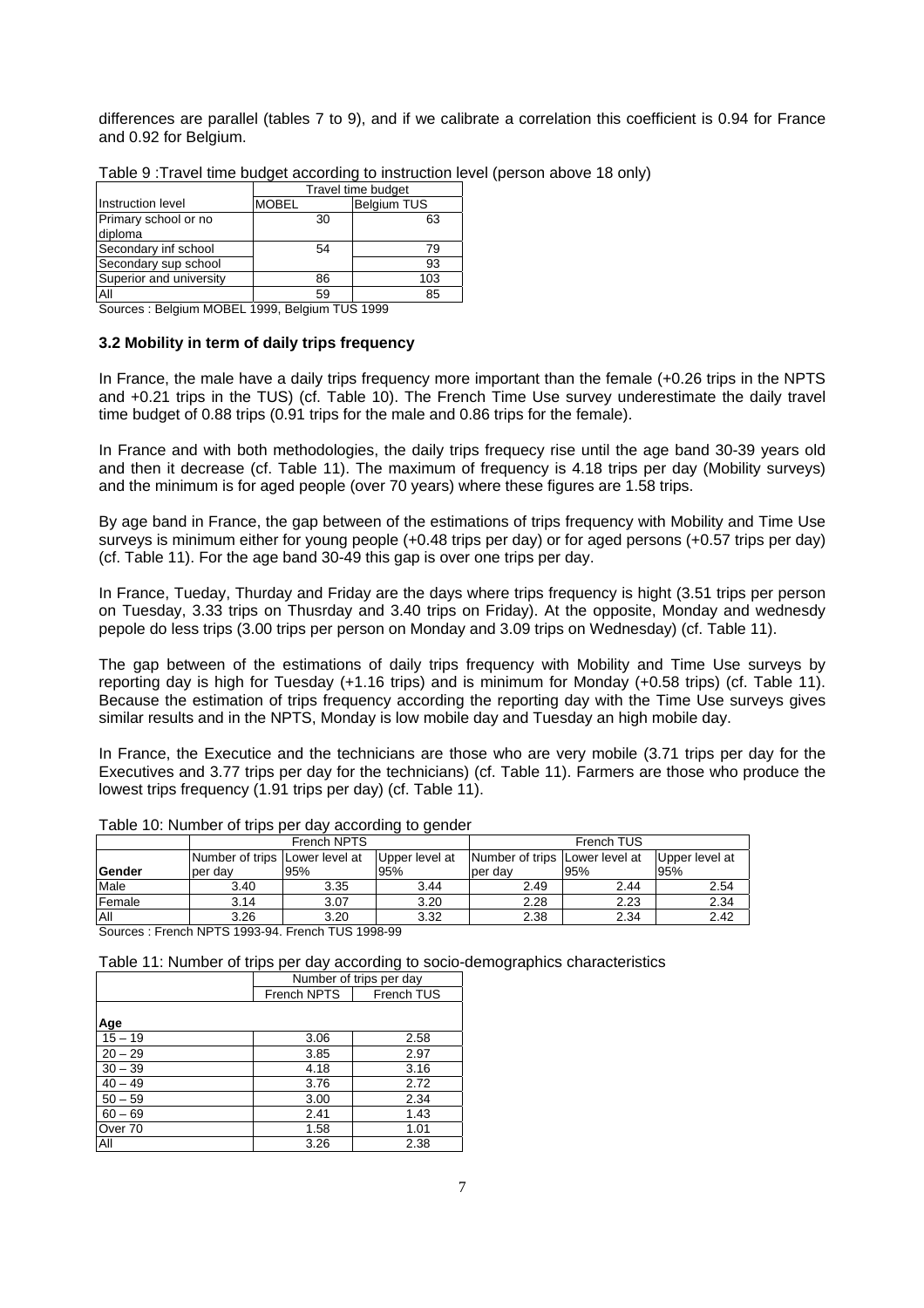differences are parallel (tables 7 to 9), and if we calibrate a correlation this coefficient is 0.94 for France and 0.92 for Belgium.

Table 9 :Travel time budget according to instruction level (person above 18 only)

| | Travel time budget | |
|---|---|---|
| Instruction level | MOBEL | Belgium TUS |
| Primary school or no diploma | 30 | 63 |
| Secondary inf school | 54 | 79 |
| Secondary sup school | | 93 |
| Superior and university | 86 | 103 |
| All | 59 | 85 |

Sources : Belgium MOBEL 1999, Belgium TUS 1999

### 3.2 Mobility in term of daily trips frequency

In France, the male have a daily trips frequency more important than the female (+0.26 trips in the NPTS and +0.21 trips in the TUS) (cf. Table 10). The French Time Use survey underestimate the daily travel time budget of 0.88 trips (0.91 trips for the male and 0.86 trips for the female).

In France and with both methodologies, the daily trips frequecy rise until the age band 30-39 years old and then it decrease (cf. Table 11). The maximum of frequency is 4.18 trips per day (Mobility surveys) and the minimum is for aged people (over 70 years) where these figures are 1.58 trips.

By age band in France, the gap between of the estimations of trips frequency with Mobility and Time Use surveys is minimum either for young people (+0.48 trips per day) or for aged persons (+0.57 trips per day) (cf. Table 11). For the age band 30-49 this gap is over one trips per day.

In France, Tueday, Thurday and Friday are the days where trips frequency is hight (3.51 trips per person on Tuesday, 3.33 trips on Thusrday and 3.40 trips on Friday). At the opposite, Monday and wednesdy pepole do less trips (3.00 trips per person on Monday and 3.09 trips on Wednesday) (cf. Table 11).

The gap between of the estimations of daily trips frequency with Mobility and Time Use surveys by reporting day is high for Tuesday (+1.16 trips) and is minimum for Monday (+0.58 trips) (cf. Table 11). Because the estimation of trips frequency according the reporting day with the Time Use surveys gives similar results and in the NPTS, Monday is low mobile day and Tuesday an high mobile day.

In France, the Executice and the technicians are those who are very mobile (3.71 trips per day for the Executives and 3.77 trips per day for the technicians) (cf. Table 11). Farmers are those who produce the lowest trips frequency (1.91 trips per day) (cf. Table 11).

Table 10: Number of trips per day according to gender

| | French NPTS | | | French TUS | | |
|---|---|---|---|---|---|---|
| Gender | Number of trips per day | Lower level at 95% | Upper level at 95% | Number of trips per day | Lower level at 95% | Upper level at 95% |
| Male | 3.40 | 3.35 | 3.44 | 2.49 | 2.44 | 2.54 |
| Female | 3.14 | 3.07 | 3.20 | 2.28 | 2.23 | 2.34 |
| All | 3.26 | 3.20 | 3.32 | 2.38 | 2.34 | 2.42 |

Sources : French NPTS 1993-94. French TUS 1998-99

Table 11: Number of trips per day according to socio-demographics characteristics

| | Number of trips per day | |
|---|---|---|
| | French NPTS | French TUS |
| **Age** | | |
| 15 – 19 | 3.06 | 2.58 |
| 20 – 29 | 3.85 | 2.97 |
| 30 – 39 | 4.18 | 3.16 |
| 40 – 49 | 3.76 | 2.72 |
| 50 – 59 | 3.00 | 2.34 |
| 60 – 69 | 2.41 | 1.43 |
| Over 70 | 1.58 | 1.01 |
| All | 3.26 | 2.38 |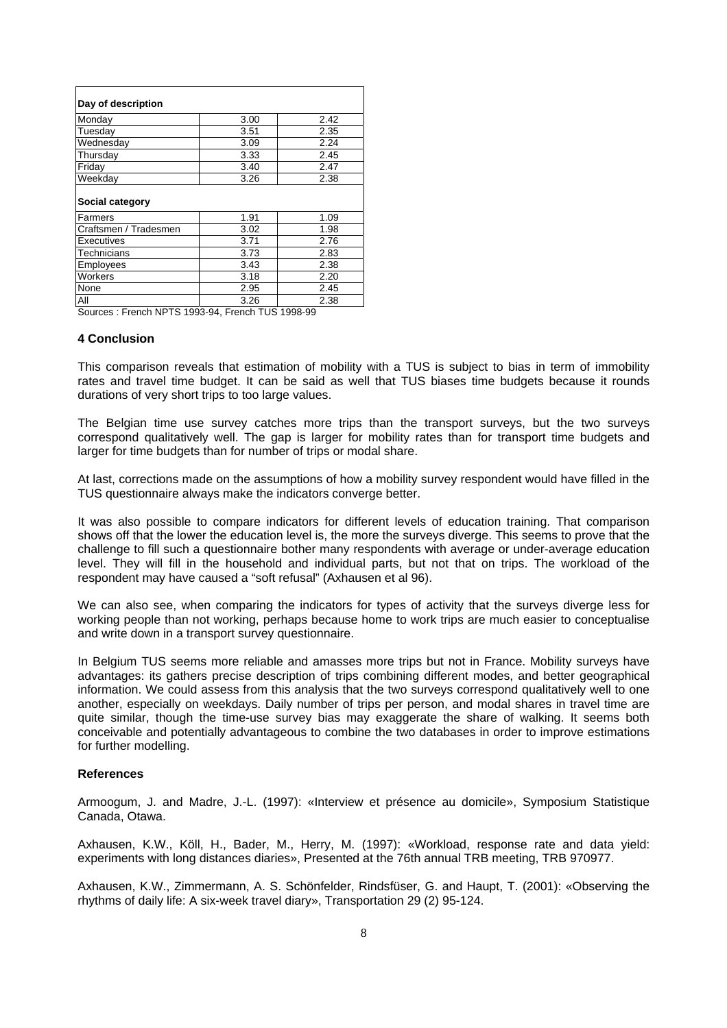| Day of description | | |
|---|---|---|
| Monday | 3.00 | 2.42 |
| Tuesday | 3.51 | 2.35 |
| Wednesday | 3.09 | 2.24 |
| Thursday | 3.33 | 2.45 |
| Friday | 3.40 | 2.47 |
| Weekday | 3.26 | 2.38 |
| **Social category** | | |
| Farmers | 1.91 | 1.09 |
| Craftsmen / Tradesmen | 3.02 | 1.98 |
| Executives | 3.71 | 2.76 |
| Technicians | 3.73 | 2.83 |
| Employees | 3.43 | 2.38 |
| Workers | 3.18 | 2.20 |
| None | 2.95 | 2.45 |
| All | 3.26 | 2.38 |

Sources : French NPTS 1993-94, French TUS 1998-99

## 4 Conclusion

This comparison reveals that estimation of mobility with a TUS is subject to bias in term of immobility rates and travel time budget. It can be said as well that TUS biases time budgets because it rounds durations of very short trips to too large values.

The Belgian time use survey catches more trips than the transport surveys, but the two surveys correspond qualitatively well. The gap is larger for mobility rates than for transport time budgets and larger for time budgets than for number of trips or modal share.

At last, corrections made on the assumptions of how a mobility survey respondent would have filled in the TUS questionnaire always make the indicators converge better.

It was also possible to compare indicators for different levels of education training. That comparison shows off that the lower the education level is, the more the surveys diverge. This seems to prove that the challenge to fill such a questionnaire bother many respondents with average or under-average education level. They will fill in the household and individual parts, but not that on trips. The workload of the respondent may have caused a "soft refusal" (Axhausen et al 96).

We can also see, when comparing the indicators for types of activity that the surveys diverge less for working people than not working, perhaps because home to work trips are much easier to conceptualise and write down in a transport survey questionnaire.

In Belgium TUS seems more reliable and amasses more trips but not in France. Mobility surveys have advantages: its gathers precise description of trips combining different modes, and better geographical information. We could assess from this analysis that the two surveys correspond qualitatively well to one another, especially on weekdays. Daily number of trips per person, and modal shares in travel time are quite similar, though the time-use survey bias may exaggerate the share of walking. It seems both conceivable and potentially advantageous to combine the two databases in order to improve estimations for further modelling.

### References

Armoogum, J. and Madre, J.-L. (1997): «Interview et présence au domicile», Symposium Statistique Canada, Otawa.

Axhausen, K.W., Köll, H., Bader, M., Herry, M. (1997): «Workload, response rate and data yield: experiments with long distances diaries», Presented at the 76th annual TRB meeting, TRB 970977.

Axhausen, K.W., Zimmermann, A. S. Schönfelder, Rindsfüser, G. and Haupt, T. (2001): «Observing the rhythms of daily life: A six-week travel diary», Transportation 29 (2) 95-124.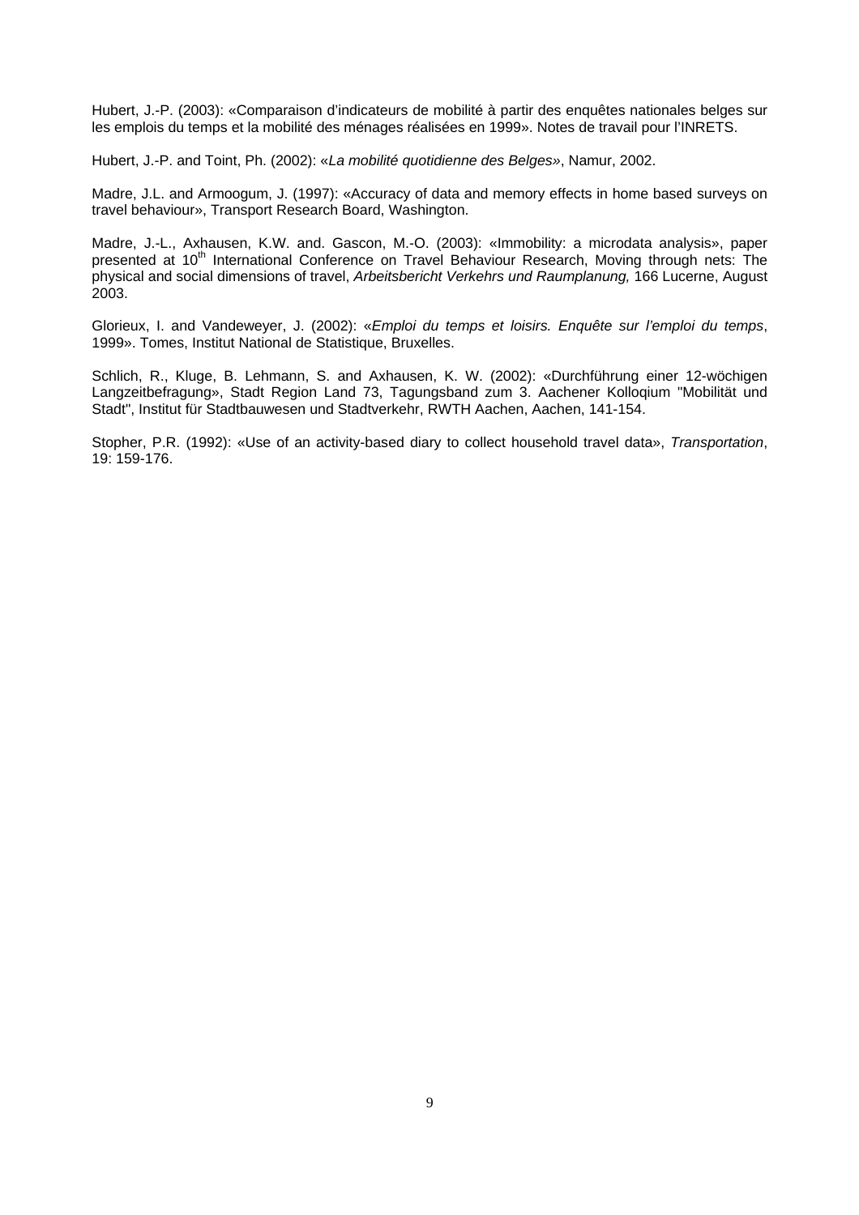Hubert, J.-P. (2003): «Comparaison d'indicateurs de mobilité à partir des enquêtes nationales belges sur les emplois du temps et la mobilité des ménages réalisées en 1999». Notes de travail pour l'INRETS.

Hubert, J.-P. and Toint, Ph. (2002): «*La mobilité quotidienne des Belges*», Namur, 2002.

Madre, J.L. and Armoogum, J. (1997): «Accuracy of data and memory effects in home based surveys on travel behaviour», Transport Research Board, Washington.

Madre, J.-L., Axhausen, K.W. and. Gascon, M.-O. (2003): «Immobility: a microdata analysis», paper presented at 10th International Conference on Travel Behaviour Research, Moving through nets: The physical and social dimensions of travel, *Arbeitsbericht Verkehrs und Raumplanung,* 166 Lucerne, August 2003.

Glorieux, I. and Vandeweyer, J. (2002): «*Emploi du temps et loisirs. Enquête sur l'emploi du temps*, 1999». Tomes, Institut National de Statistique, Bruxelles.

Schlich, R., Kluge, B. Lehmann, S. and Axhausen, K. W. (2002): «Durchführung einer 12-wöchigen Langzeitbefragung», Stadt Region Land 73, Tagungsband zum 3. Aachener Kolloqium "Mobilität und Stadt", Institut für Stadtbauwesen und Stadtverkehr, RWTH Aachen, Aachen, 141-154.

Stopher, P.R. (1992): «Use of an activity-based diary to collect household travel data», *Transportation*, 19: 159-176.